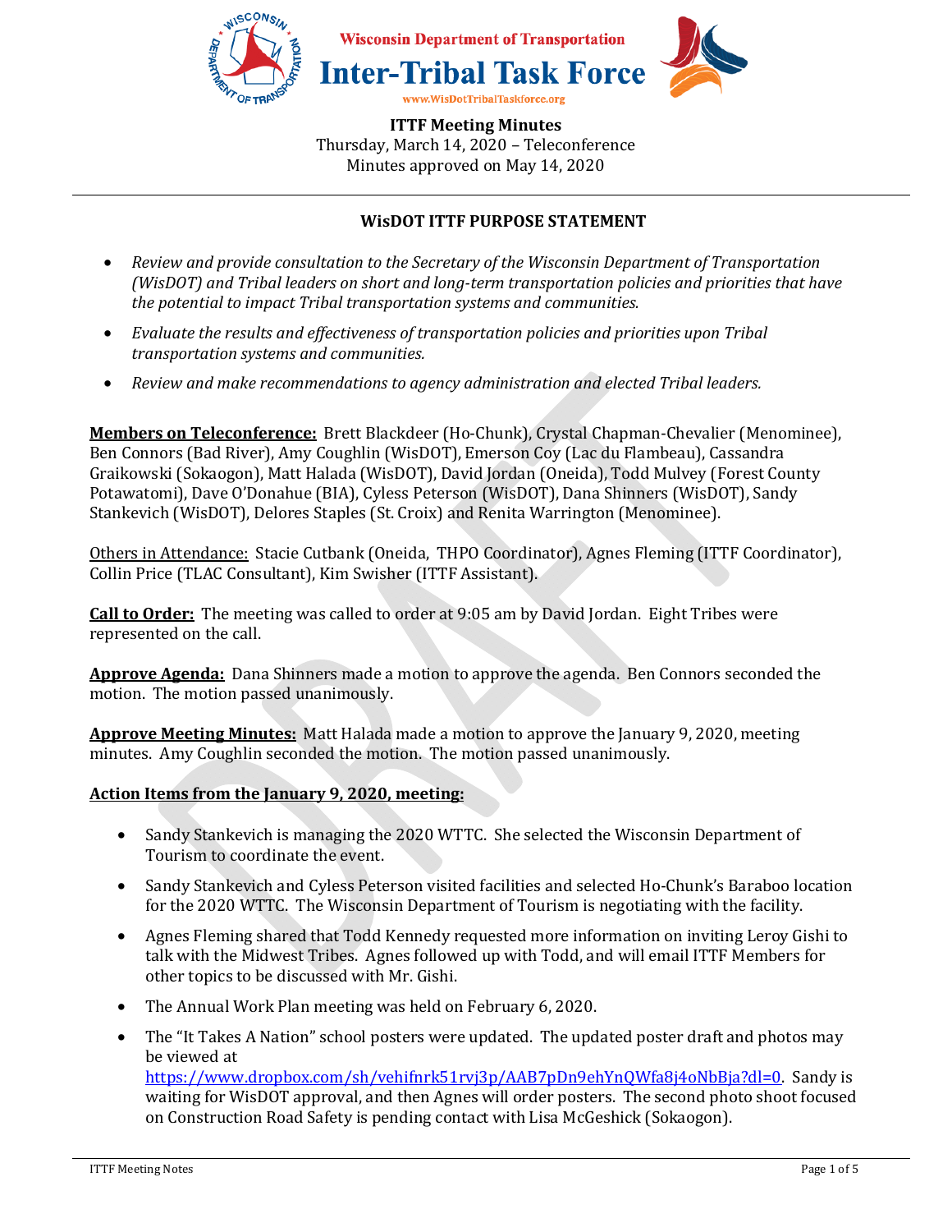Wisconsin Department of Transportation

# Inter-Tribal Task Force

www.WisDotTribalTaskforce.org

**ITTF Meeting Minutes**
Thursday, March 14, 2020 – Teleconference
Minutes approved on May 14, 2020

---

## WisDOT ITTF PURPOSE STATEMENT

- *Review and provide consultation to the Secretary of the Wisconsin Department of Transportation (WisDOT) and Tribal leaders on short and long-term transportation policies and priorities that have the potential to impact Tribal transportation systems and communities.*
- *Evaluate the results and effectiveness of transportation policies and priorities upon Tribal transportation systems and communities.*
- *Review and make recommendations to agency administration and elected Tribal leaders.*

**Members on Teleconference:** Brett Blackdeer (Ho-Chunk), Crystal Chapman-Chevalier (Menominee), Ben Connors (Bad River), Amy Coughlin (WisDOT), Emerson Coy (Lac du Flambeau), Cassandra Graikowski (Sokaogon), Matt Halada (WisDOT), David Jordan (Oneida), Todd Mulvey (Forest County Potawatomi), Dave O'Donahue (BIA), Cyless Peterson (WisDOT), Dana Shinners (WisDOT), Sandy Stankevich (WisDOT), Delores Staples (St. Croix) and Renita Warrington (Menominee).

Others in Attendance: Stacie Cutbank (Oneida, THPO Coordinator), Agnes Fleming (ITTF Coordinator), Collin Price (TLAC Consultant), Kim Swisher (ITTF Assistant).

**Call to Order:** The meeting was called to order at 9:05 am by David Jordan. Eight Tribes were represented on the call.

**Approve Agenda:** Dana Shinners made a motion to approve the agenda. Ben Connors seconded the motion. The motion passed unanimously.

**Approve Meeting Minutes:** Matt Halada made a motion to approve the January 9, 2020, meeting minutes. Amy Coughlin seconded the motion. The motion passed unanimously.

**Action Items from the January 9, 2020, meeting:**

- Sandy Stankevich is managing the 2020 WTTC. She selected the Wisconsin Department of Tourism to coordinate the event.
- Sandy Stankevich and Cyless Peterson visited facilities and selected Ho-Chunk's Baraboo location for the 2020 WTTC. The Wisconsin Department of Tourism is negotiating with the facility.
- Agnes Fleming shared that Todd Kennedy requested more information on inviting Leroy Gishi to talk with the Midwest Tribes. Agnes followed up with Todd, and will email ITTF Members for other topics to be discussed with Mr. Gishi.
- The Annual Work Plan meeting was held on February 6, 2020.
- The "It Takes A Nation" school posters were updated. The updated poster draft and photos may be viewed at https://www.dropbox.com/sh/vehifnrk51rvj3p/AAB7pDn9ehYnQWfa8j4oNbBja?dl=0. Sandy is waiting for WisDOT approval, and then Agnes will order posters. The second photo shoot focused on Construction Road Safety is pending contact with Lisa McGeshick (Sokaogon).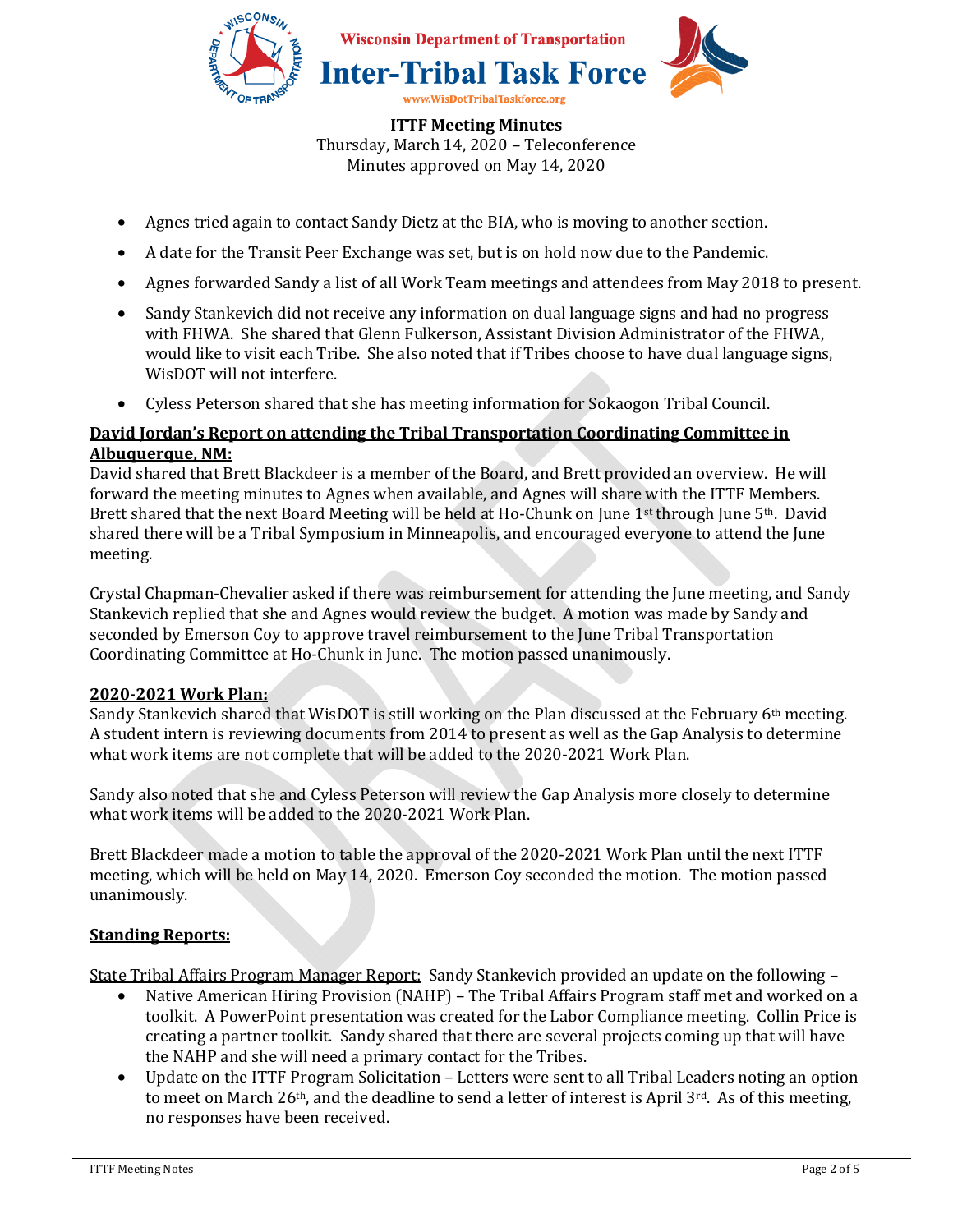- Agnes tried again to contact Sandy Dietz at the BIA, who is moving to another section.
- A date for the Transit Peer Exchange was set, but is on hold now due to the Pandemic.
- Agnes forwarded Sandy a list of all Work Team meetings and attendees from May 2018 to present.
- Sandy Stankevich did not receive any information on dual language signs and had no progress with FHWA. She shared that Glenn Fulkerson, Assistant Division Administrator of the FHWA, would like to visit each Tribe. She also noted that if Tribes choose to have dual language signs, WisDOT will not interfere.
- Cyless Peterson shared that she has meeting information for Sokaogon Tribal Council.

**David Jordan's Report on attending the Tribal Transportation Coordinating Committee in Albuquerque, NM:**

David shared that Brett Blackdeer is a member of the Board, and Brett provided an overview. He will forward the meeting minutes to Agnes when available, and Agnes will share with the ITTF Members. Brett shared that the next Board Meeting will be held at Ho-Chunk on June 1st through June 5th. David shared there will be a Tribal Symposium in Minneapolis, and encouraged everyone to attend the June meeting.

Crystal Chapman-Chevalier asked if there was reimbursement for attending the June meeting, and Sandy Stankevich replied that she and Agnes would review the budget. A motion was made by Sandy and seconded by Emerson Coy to approve travel reimbursement to the June Tribal Transportation Coordinating Committee at Ho-Chunk in June. The motion passed unanimously.

**2020-2021 Work Plan:**

Sandy Stankevich shared that WisDOT is still working on the Plan discussed at the February 6th meeting. A student intern is reviewing documents from 2014 to present as well as the Gap Analysis to determine what work items are not complete that will be added to the 2020-2021 Work Plan.

Sandy also noted that she and Cyless Peterson will review the Gap Analysis more closely to determine what work items will be added to the 2020-2021 Work Plan.

Brett Blackdeer made a motion to table the approval of the 2020-2021 Work Plan until the next ITTF meeting, which will be held on May 14, 2020. Emerson Coy seconded the motion. The motion passed unanimously.

**Standing Reports:**

State Tribal Affairs Program Manager Report: Sandy Stankevich provided an update on the following –

- Native American Hiring Provision (NAHP) – The Tribal Affairs Program staff met and worked on a toolkit. A PowerPoint presentation was created for the Labor Compliance meeting. Collin Price is creating a partner toolkit. Sandy shared that there are several projects coming up that will have the NAHP and she will need a primary contact for the Tribes.
- Update on the ITTF Program Solicitation – Letters were sent to all Tribal Leaders noting an option to meet on March 26th, and the deadline to send a letter of interest is April 3rd. As of this meeting, no responses have been received.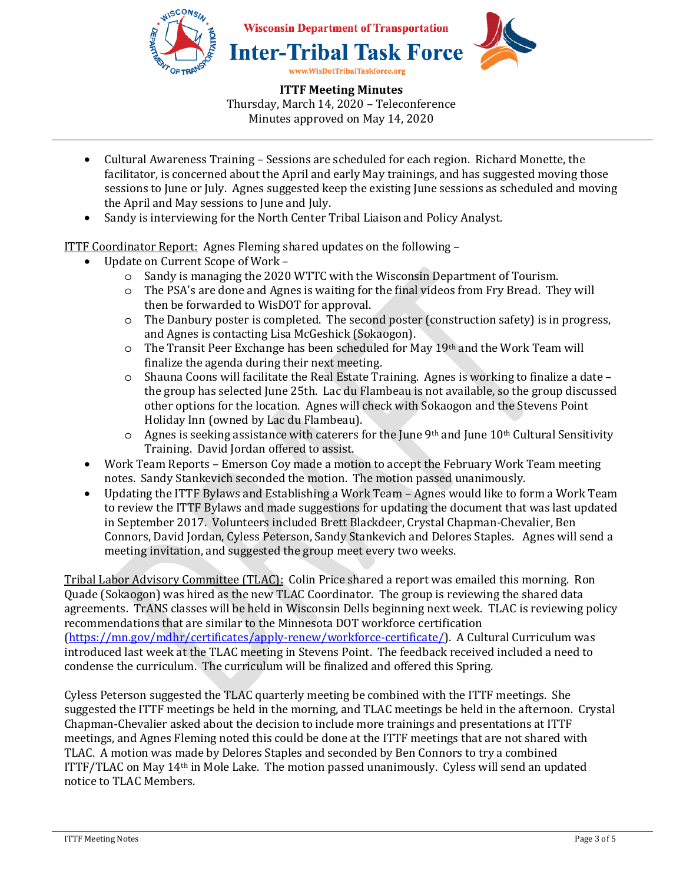**ITTF Meeting Minutes**
Thursday, March 14, 2020 – Teleconference
Minutes approved on May 14, 2020

- Cultural Awareness Training – Sessions are scheduled for each region. Richard Monette, the facilitator, is concerned about the April and early May trainings, and has suggested moving those sessions to June or July. Agnes suggested keep the existing June sessions as scheduled and moving the April and May sessions to June and July.
- Sandy is interviewing for the North Center Tribal Liaison and Policy Analyst.

<u>ITTF Coordinator Report:</u> Agnes Fleming shared updates on the following –

- Update on Current Scope of Work –
  - Sandy is managing the 2020 WTTC with the Wisconsin Department of Tourism.
  - The PSA's are done and Agnes is waiting for the final videos from Fry Bread. They will then be forwarded to WisDOT for approval.
  - The Danbury poster is completed. The second poster (construction safety) is in progress, and Agnes is contacting Lisa McGeshick (Sokaogon).
  - The Transit Peer Exchange has been scheduled for May 19th and the Work Team will finalize the agenda during their next meeting.
  - Shauna Coons will facilitate the Real Estate Training. Agnes is working to finalize a date – the group has selected June 25th. Lac du Flambeau is not available, so the group discussed other options for the location. Agnes will check with Sokaogon and the Stevens Point Holiday Inn (owned by Lac du Flambeau).
  - Agnes is seeking assistance with caterers for the June 9th and June 10th Cultural Sensitivity Training. David Jordan offered to assist.
- Work Team Reports – Emerson Coy made a motion to accept the February Work Team meeting notes. Sandy Stankevich seconded the motion. The motion passed unanimously.
- Updating the ITTF Bylaws and Establishing a Work Team – Agnes would like to form a Work Team to review the ITTF Bylaws and made suggestions for updating the document that was last updated in September 2017. Volunteers included Brett Blackdeer, Crystal Chapman-Chevalier, Ben Connors, David Jordan, Cyless Peterson, Sandy Stankevich and Delores Staples. Agnes will send a meeting invitation, and suggested the group meet every two weeks.

<u>Tribal Labor Advisory Committee (TLAC):</u> Colin Price shared a report was emailed this morning. Ron Quade (Sokaogon) was hired as the new TLAC Coordinator. The group is reviewing the shared data agreements. TrANS classes will be held in Wisconsin Dells beginning next week. TLAC is reviewing policy recommendations that are similar to the Minnesota DOT workforce certification (https://mn.gov/mdhr/certificates/apply-renew/workforce-certificate/). A Cultural Curriculum was introduced last week at the TLAC meeting in Stevens Point. The feedback received included a need to condense the curriculum. The curriculum will be finalized and offered this Spring.

Cyless Peterson suggested the TLAC quarterly meeting be combined with the ITTF meetings. She suggested the ITTF meetings be held in the morning, and TLAC meetings be held in the afternoon. Crystal Chapman-Chevalier asked about the decision to include more trainings and presentations at ITTF meetings, and Agnes Fleming noted this could be done at the ITTF meetings that are not shared with TLAC. A motion was made by Delores Staples and seconded by Ben Connors to try a combined ITTF/TLAC on May 14th in Mole Lake. The motion passed unanimously. Cyless will send an updated notice to TLAC Members.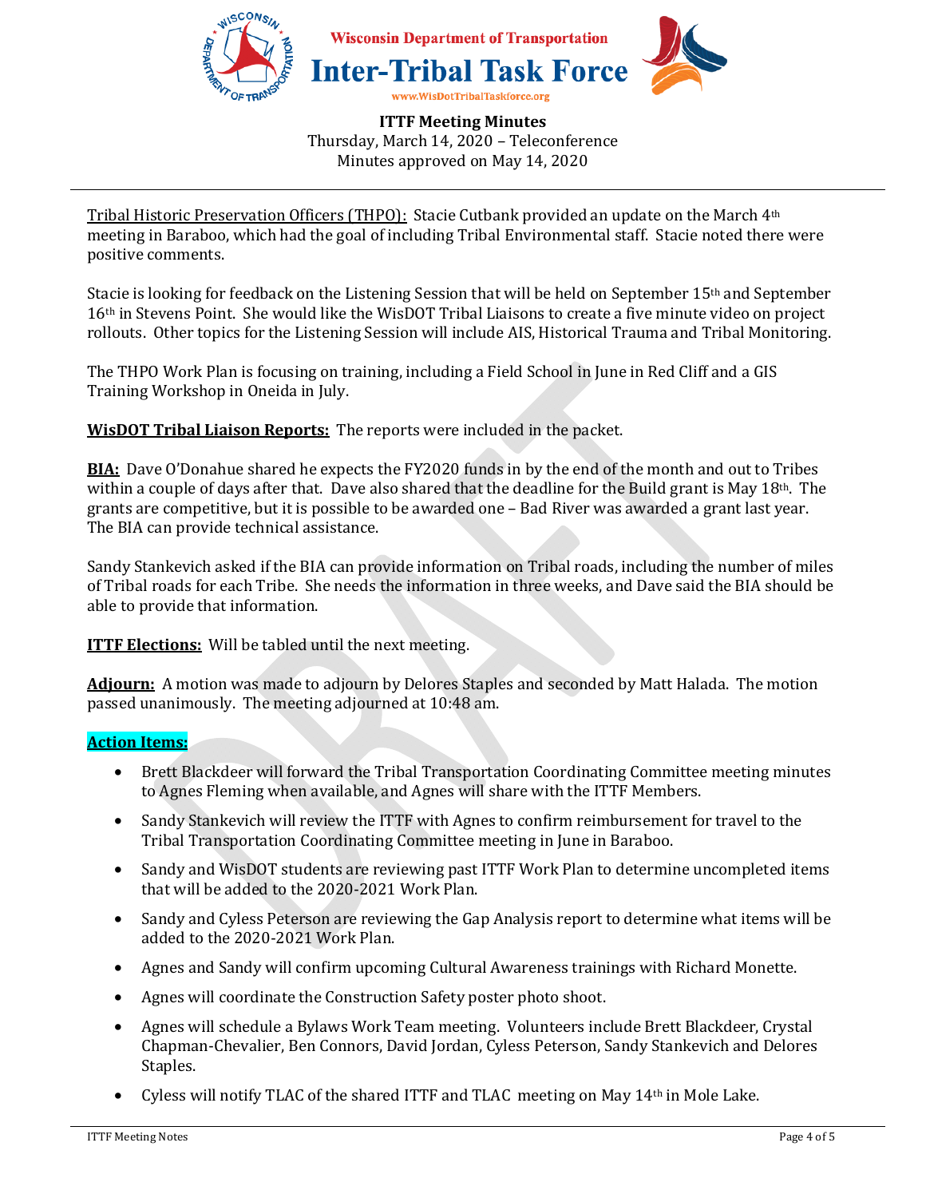Wisconsin Department of Transportation

# Inter-Tribal Task Force

www.WisDotTribalTaskforce.org

**ITTF Meeting Minutes**
Thursday, March 14, 2020 – Teleconference
Minutes approved on May 14, 2020

Tribal Historic Preservation Officers (THPO): Stacie Cutbank provided an update on the March 4th meeting in Baraboo, which had the goal of including Tribal Environmental staff. Stacie noted there were positive comments.

Stacie is looking for feedback on the Listening Session that will be held on September 15th and September 16th in Stevens Point. She would like the WisDOT Tribal Liaisons to create a five minute video on project rollouts. Other topics for the Listening Session will include AIS, Historical Trauma and Tribal Monitoring.

The THPO Work Plan is focusing on training, including a Field School in June in Red Cliff and a GIS Training Workshop in Oneida in July.

**WisDOT Tribal Liaison Reports:** The reports were included in the packet.

**BIA:** Dave O'Donahue shared he expects the FY2020 funds in by the end of the month and out to Tribes within a couple of days after that. Dave also shared that the deadline for the Build grant is May 18th. The grants are competitive, but it is possible to be awarded one – Bad River was awarded a grant last year. The BIA can provide technical assistance.

Sandy Stankevich asked if the BIA can provide information on Tribal roads, including the number of miles of Tribal roads for each Tribe. She needs the information in three weeks, and Dave said the BIA should be able to provide that information.

**ITTF Elections:** Will be tabled until the next meeting.

**Adjourn:** A motion was made to adjourn by Delores Staples and seconded by Matt Halada. The motion passed unanimously. The meeting adjourned at 10:48 am.

**Action Items:**

- Brett Blackdeer will forward the Tribal Transportation Coordinating Committee meeting minutes to Agnes Fleming when available, and Agnes will share with the ITTF Members.
- Sandy Stankevich will review the ITTF with Agnes to confirm reimbursement for travel to the Tribal Transportation Coordinating Committee meeting in June in Baraboo.
- Sandy and WisDOT students are reviewing past ITTF Work Plan to determine uncompleted items that will be added to the 2020-2021 Work Plan.
- Sandy and Cyless Peterson are reviewing the Gap Analysis report to determine what items will be added to the 2020-2021 Work Plan.
- Agnes and Sandy will confirm upcoming Cultural Awareness trainings with Richard Monette.
- Agnes will coordinate the Construction Safety poster photo shoot.
- Agnes will schedule a Bylaws Work Team meeting. Volunteers include Brett Blackdeer, Crystal Chapman-Chevalier, Ben Connors, David Jordan, Cyless Peterson, Sandy Stankevich and Delores Staples.
- Cyless will notify TLAC of the shared ITTF and TLAC meeting on May 14th in Mole Lake.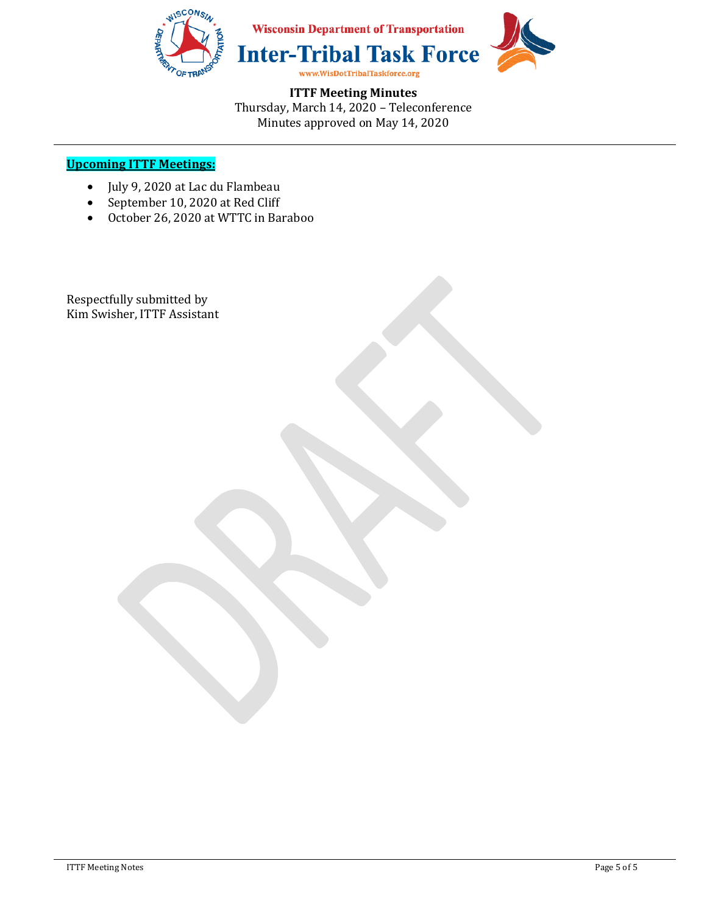**Wisconsin Department of Transportation**

# Inter-Tribal Task Force

www.WisDotTribalTaskforce.org

**ITTF Meeting Minutes**
Thursday, March 14, 2020 – Teleconference
Minutes approved on May 14, 2020

## Upcoming ITTF Meetings:

- July 9, 2020 at Lac du Flambeau
- September 10, 2020 at Red Cliff
- October 26, 2020 at WTTC in Baraboo

Respectfully submitted by
Kim Swisher, ITTF Assistant

DRAFT